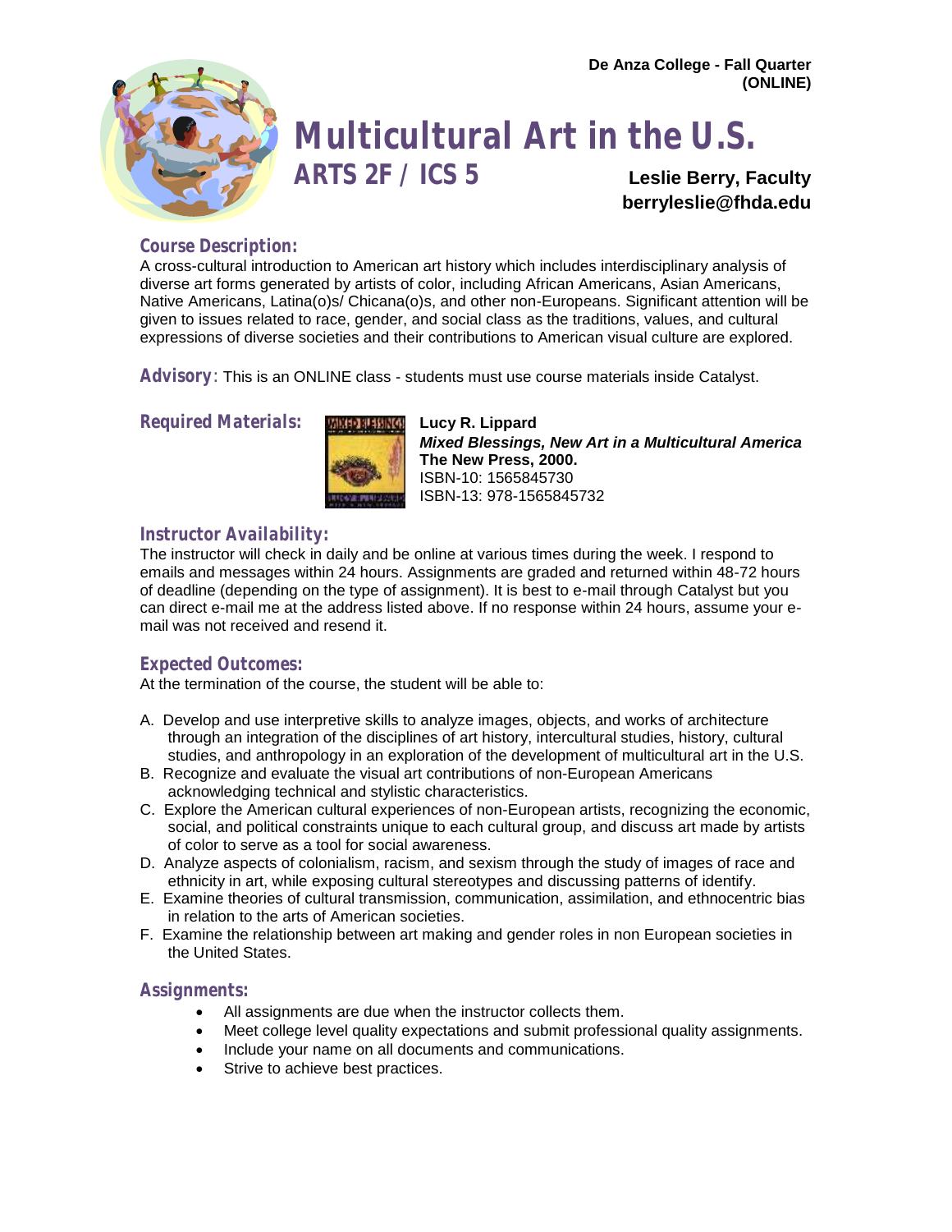**De Anza College - Fall Quarter (ONLINE)**

# Multicultural Art in the U.S.

## ARTS 2F / ICS 5

**Leslie Berry, Faculty**
**berryleslie@fhda.edu**

### Course Description:

A cross-cultural introduction to American art history which includes interdisciplinary analysis of diverse art forms generated by artists of color, including African Americans, Asian Americans, Native Americans, Latina(o)s/ Chicana(o)s, and other non-Europeans. Significant attention will be given to issues related to race, gender, and social class as the traditions, values, and cultural expressions of diverse societies and their contributions to American visual culture are explored.

**Advisory**: This is an ONLINE class - students must use course materials inside Catalyst.

### Required Materials:

**Lucy R. Lippard**
***Mixed Blessings, New Art in a Multicultural America***
**The New Press, 2000.**
ISBN-10: 1565845730
ISBN-13: 978-1565845732

### Instructor Availability:

The instructor will check in daily and be online at various times during the week. I respond to emails and messages within 24 hours. Assignments are graded and returned within 48-72 hours of deadline (depending on the type of assignment). It is best to e-mail through Catalyst but you can direct e-mail me at the address listed above. If no response within 24 hours, assume your e-mail was not received and resend it.

### Expected Outcomes:

At the termination of the course, the student will be able to:

A. Develop and use interpretive skills to analyze images, objects, and works of architecture through an integration of the disciplines of art history, intercultural studies, history, cultural studies, and anthropology in an exploration of the development of multicultural art in the U.S.
B. Recognize and evaluate the visual art contributions of non-European Americans acknowledging technical and stylistic characteristics.
C. Explore the American cultural experiences of non-European artists, recognizing the economic, social, and political constraints unique to each cultural group, and discuss art made by artists of color to serve as a tool for social awareness.
D. Analyze aspects of colonialism, racism, and sexism through the study of images of race and ethnicity in art, while exposing cultural stereotypes and discussing patterns of identify.
E. Examine theories of cultural transmission, communication, assimilation, and ethnocentric bias in relation to the arts of American societies.
F. Examine the relationship between art making and gender roles in non European societies in the United States.

### Assignments:

- All assignments are due when the instructor collects them.
- Meet college level quality expectations and submit professional quality assignments.
- Include your name on all documents and communications.
- Strive to achieve best practices.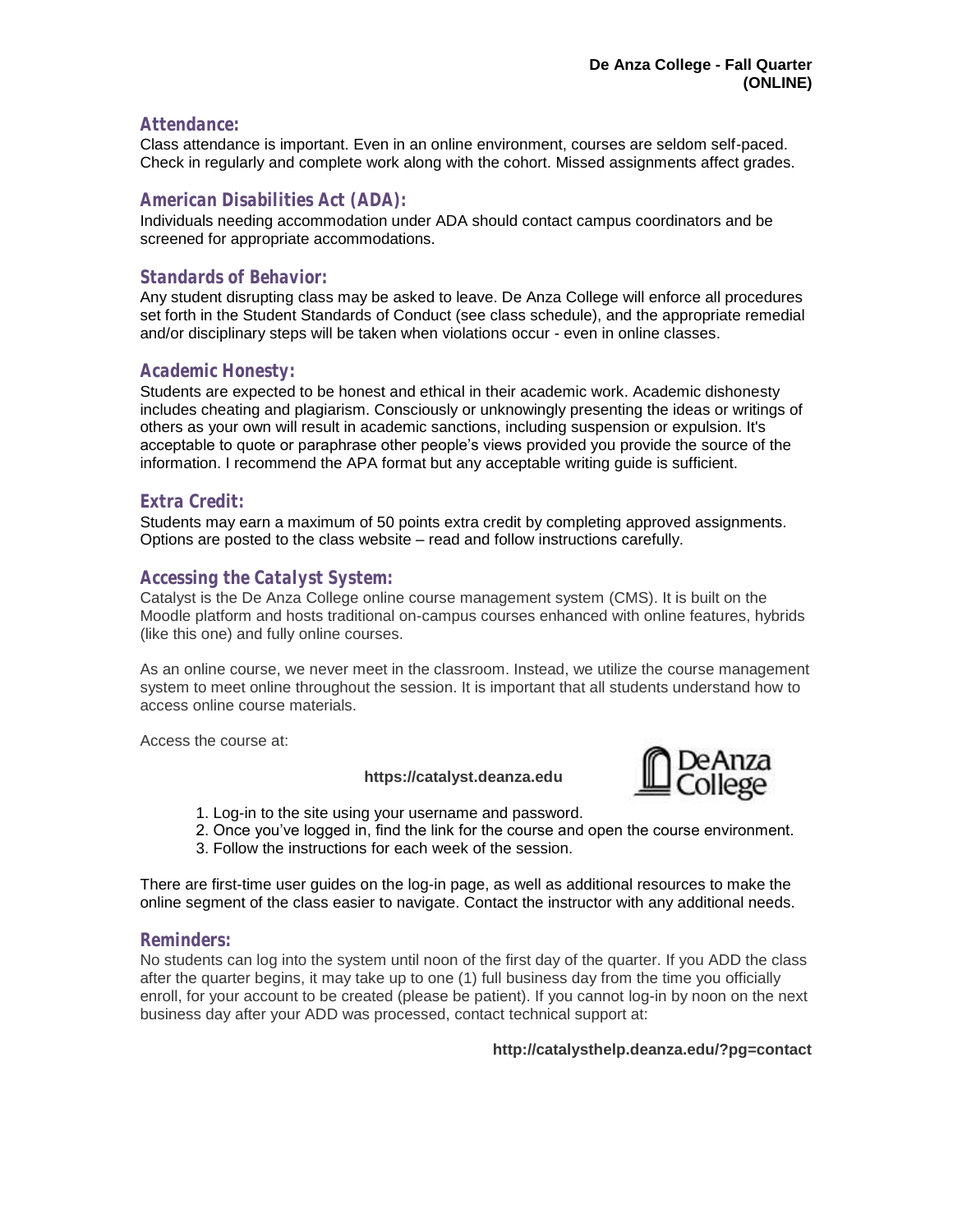## Attendance:

Class attendance is important. Even in an online environment, courses are seldom self-paced. Check in regularly and complete work along with the cohort. Missed assignments affect grades.

## American Disabilities Act (ADA):

Individuals needing accommodation under ADA should contact campus coordinators and be screened for appropriate accommodations.

## Standards of Behavior:

Any student disrupting class may be asked to leave. De Anza College will enforce all procedures set forth in the Student Standards of Conduct (see class schedule), and the appropriate remedial and/or disciplinary steps will be taken when violations occur - even in online classes.

## Academic Honesty:

Students are expected to be honest and ethical in their academic work. Academic dishonesty includes cheating and plagiarism. Consciously or unknowingly presenting the ideas or writings of others as your own will result in academic sanctions, including suspension or expulsion. It's acceptable to quote or paraphrase other people's views provided you provide the source of the information. I recommend the APA format but any acceptable writing guide is sufficient.

## Extra Credit:

Students may earn a maximum of 50 points extra credit by completing approved assignments. Options are posted to the class website – read and follow instructions carefully.

## Accessing the *Catalyst* System:

Catalyst is the De Anza College online course management system (CMS). It is built on the Moodle platform and hosts traditional on-campus courses enhanced with online features, hybrids (like this one) and fully online courses.

As an online course, we never meet in the classroom. Instead, we utilize the course management system to meet online throughout the session. It is important that all students understand how to access online course materials.

Access the course at:

**https://catalyst.deanza.edu**

1. Log-in to the site using your username and password.
2. Once you've logged in, find the link for the course and open the course environment.
3. Follow the instructions for each week of the session.

There are first-time user guides on the log-in page, as well as additional resources to make the online segment of the class easier to navigate. Contact the instructor with any additional needs.

## Reminders:

No students can log into the system until noon of the first day of the quarter. If you ADD the class after the quarter begins, it may take up to one (1) full business day from the time you officially enroll, for your account to be created (please be patient). If you cannot log-in by noon on the next business day after your ADD was processed, contact technical support at:

**http://catalysthelp.deanza.edu/?pg=contact**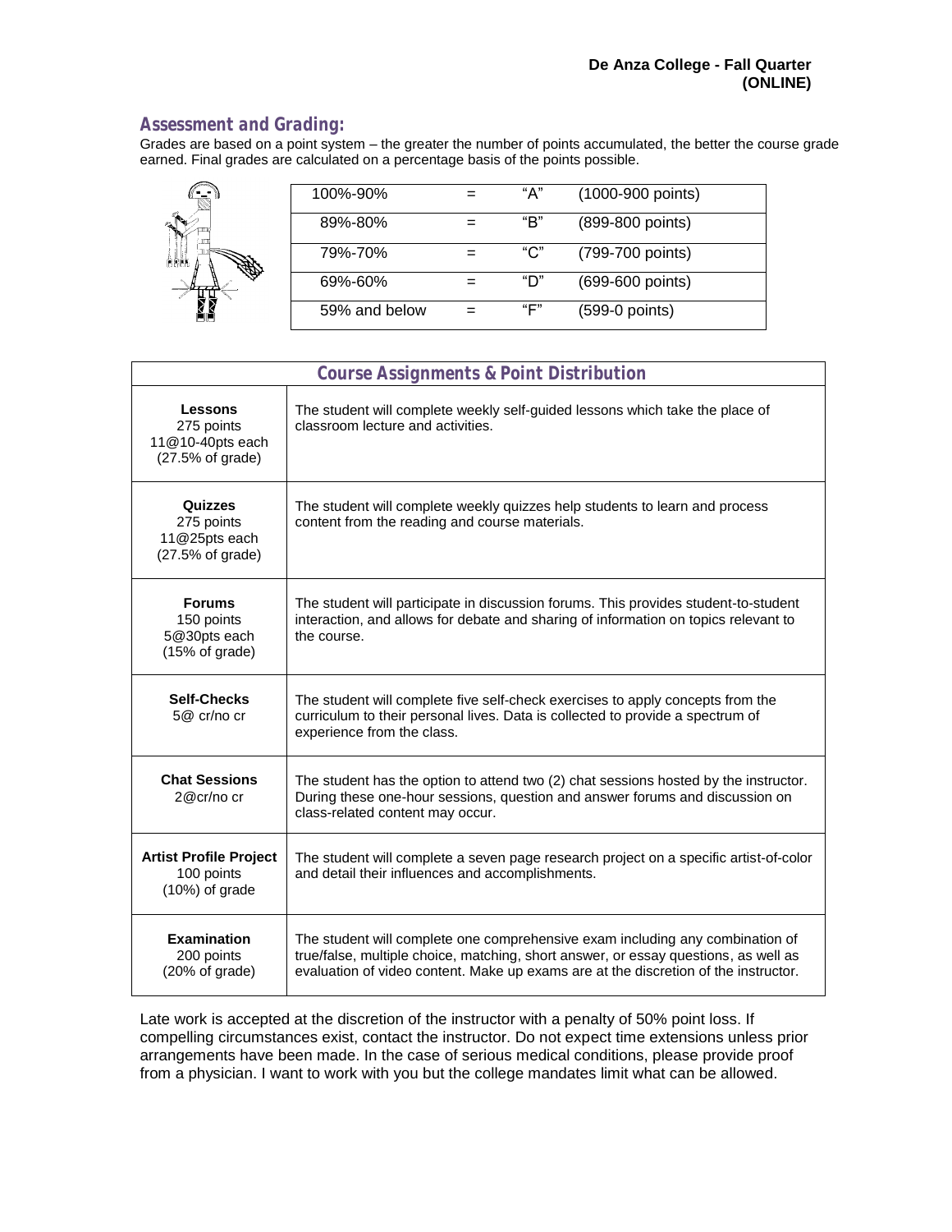## Assessment and Grading:

Grades are based on a point system – the greater the number of points accumulated, the better the course grade earned. Final grades are calculated on a percentage basis of the points possible.

| | | | |
|---|---|---|---|
| 100%-90% | = | "A" | (1000-900 points) |
| 89%-80% | = | "B" | (899-800 points) |
| 79%-70% | = | "C" | (799-700 points) |
| 69%-60% | = | "D" | (699-600 points) |
| 59% and below | = | "F" | (599-0 points) |

| Course Assignments & Point Distribution | |
|---|---|
| **Lessons** 275 points 11@10-40pts each (27.5% of grade) | The student will complete weekly self-guided lessons which take the place of classroom lecture and activities. |
| **Quizzes** 275 points 11@25pts each (27.5% of grade) | The student will complete weekly quizzes help students to learn and process content from the reading and course materials. |
| **Forums** 150 points 5@30pts each (15% of grade) | The student will participate in discussion forums. This provides student-to-student interaction, and allows for debate and sharing of information on topics relevant to the course. |
| **Self-Checks** 5@ cr/no cr | The student will complete five self-check exercises to apply concepts from the curriculum to their personal lives. Data is collected to provide a spectrum of experience from the class. |
| **Chat Sessions** 2@cr/no cr | The student has the option to attend two (2) chat sessions hosted by the instructor. During these one-hour sessions, question and answer forums and discussion on class-related content may occur. |
| **Artist Profile Project** 100 points (10%) of grade | The student will complete a seven page research project on a specific artist-of-color and detail their influences and accomplishments. |
| **Examination** 200 points (20% of grade) | The student will complete one comprehensive exam including any combination of true/false, multiple choice, matching, short answer, or essay questions, as well as evaluation of video content. Make up exams are at the discretion of the instructor. |

Late work is accepted at the discretion of the instructor with a penalty of 50% point loss. If compelling circumstances exist, contact the instructor. Do not expect time extensions unless prior arrangements have been made. In the case of serious medical conditions, please provide proof from a physician. I want to work with you but the college mandates limit what can be allowed.